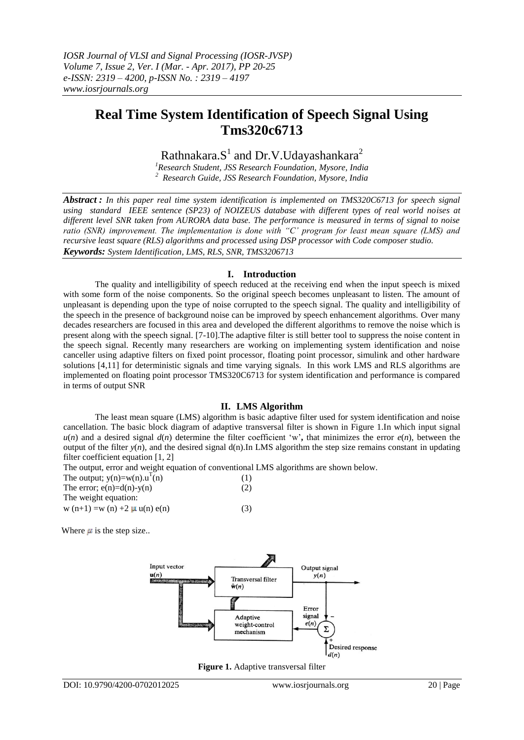# Real Time System Identification of Speech Signal Using Tms320c6713

Rathnakara.S[1] and Dr.V.Udayashankara[2]

[1]*Research Student, JSS Research Foundation, Mysore, India*
[2] *Research Guide, JSS Research Foundation, Mysore, India*

***Abstract :*** *In this paper real time system identification is implemented on TMS320C6713 for speech signal using standard IEEE sentence (SP23) of NOIZEUS database with different types of real world noises at different level SNR taken from AURORA data base. The performance is measured in terms of signal to noise ratio (SNR) improvement. The implementation is done with "C' program for least mean square (LMS) and recursive least square (RLS) algorithms and processed using DSP processor with Code composer studio.*

***Keywords:*** *System Identification, LMS, RLS, SNR, TMS3206713*

## I. Introduction

The quality and intelligibility of speech reduced at the receiving end when the input speech is mixed with some form of the noise components. So the original speech becomes unpleasant to listen. The amount of unpleasant is depending upon the type of noise corrupted to the speech signal. The quality and intelligibility of the speech in the presence of background noise can be improved by speech enhancement algorithms. Over many decades researchers are focused in this area and developed the different algorithms to remove the noise which is present along with the speech signal. [7-10].The adaptive filter is still better tool to suppress the noise content in the speech signal. Recently many researchers are working on implementing system identification and noise canceller using adaptive filters on fixed point processor, floating point processor, simulink and other hardware solutions [4,11] for deterministic signals and time varying signals. In this work LMS and RLS algorithms are implemented on floating point processor TMS320C6713 for system identification and performance is compared in terms of output SNR

## II. LMS Algorithm

The least mean square (LMS) algorithm is basic adaptive filter used for system identification and noise cancellation. The basic block diagram of adaptive transversal filter is shown in Figure 1.In which input signal $u(n)$ and a desired signal $d(n)$ determine the filter coefficient 'w', that minimizes the error $e(n)$, between the output of the filter $y(n)$, and the desired signal d(n).In LMS algorithm the step size remains constant in updating filter coefficient equation [1, 2]

The output, error and weight equation of conventional LMS algorithms are shown below.

The output; $y(n)=w(n).u^T(n)$ (1)

The error; $e(n)=d(n)-y(n)$ (2)

The weight equation:

$w(n+1) = w(n) + 2\mu\, u(n)\, e(n)$ (3)

Where $\mu$ is the step size..

**Figure 1.** Adaptive transversal filter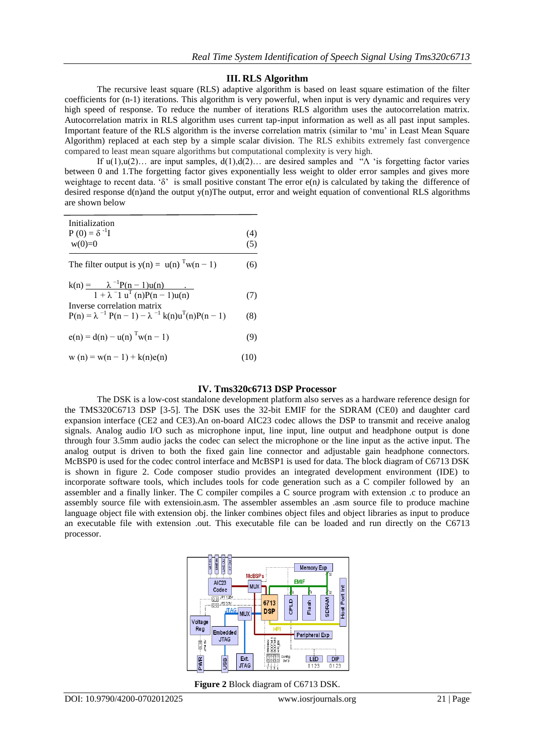## III. RLS Algorithm

The recursive least square (RLS) adaptive algorithm is based on least square estimation of the filter coefficients for (n-1) iterations. This algorithm is very powerful, when input is very dynamic and requires very high speed of response. To reduce the number of iterations RLS algorithm uses the autocorrelation matrix. Autocorrelation matrix in RLS algorithm uses current tap-input information as well as all past input samples. Important feature of the RLS algorithm is the inverse correlation matrix (similar to 'mu' in Least Mean Square Algorithm) replaced at each step by a simple scalar division. The RLS exhibits extremely fast convergence compared to least mean square algorithms but computational complexity is very high.

If u(1),u(2)… are input samples, d(1),d(2)… are desired samples and "Λ 'is forgetting factor varies between 0 and 1.The forgetting factor gives exponentially less weight to older error samples and gives more weightage to recent data. 'δ' is small positive constant The error e(n) is calculated by taking the difference of desired response d(n)and the output y(n)The output, error and weight equation of conventional RLS algorithms are shown below

Initialization

$$P(0) = \delta^{-1} I \quad (4)$$

$$w(0) = 0 \quad (5)$$

The filter output is

$$y(n) = u(n)^{T} w(n-1) \quad (6)$$

$$k(n) = \frac{\lambda^{-1} P(n-1) u(n)}{1 + \lambda^{-1} u^{T}(n) P(n-1) u(n)} \quad (7)$$

Inverse correlation matrix

$$P(n) = \lambda^{-1} P(n-1) - \lambda^{-1} k(n) u^{T}(n) P(n-1) \quad (8)$$

$$e(n) = d(n) - u(n)^{T} w(n-1) \quad (9)$$

$$w(n) = w(n-1) + k(n) e(n) \quad (10)$$

## IV. Tms320c6713 DSP Processor

The DSK is a low-cost standalone development platform also serves as a hardware reference design for the TMS320C6713 DSP [3-5]. The DSK uses the 32-bit EMIF for the SDRAM (CE0) and daughter card expansion interface (CE2 and CE3).An on-board AIC23 codec allows the DSP to transmit and receive analog signals. Analog audio I/O such as microphone input, line input, line output and headphone output is done through four 3.5mm audio jacks the codec can select the microphone or the line input as the active input. The analog output is driven to both the fixed gain line connector and adjustable gain headphone connectors. McBSP0 is used for the codec control interface and McBSP1 is used for data. The block diagram of C6713 DSK is shown in figure 2. Code composer studio provides an integrated development environment (IDE) to incorporate software tools, which includes tools for code generation such as a C compiler followed by an assembler and a finally linker. The C compiler compiles a C source program with extension .c to produce an assembly source file with extensioin.asm. The assembler assembles an .asm source file to produce machine language object file with extension obj. the linker combines object files and object libraries as input to produce an executable file with extension .out. This executable file can be loaded and run directly on the C6713 processor.

**Figure 2** Block diagram of C6713 DSK.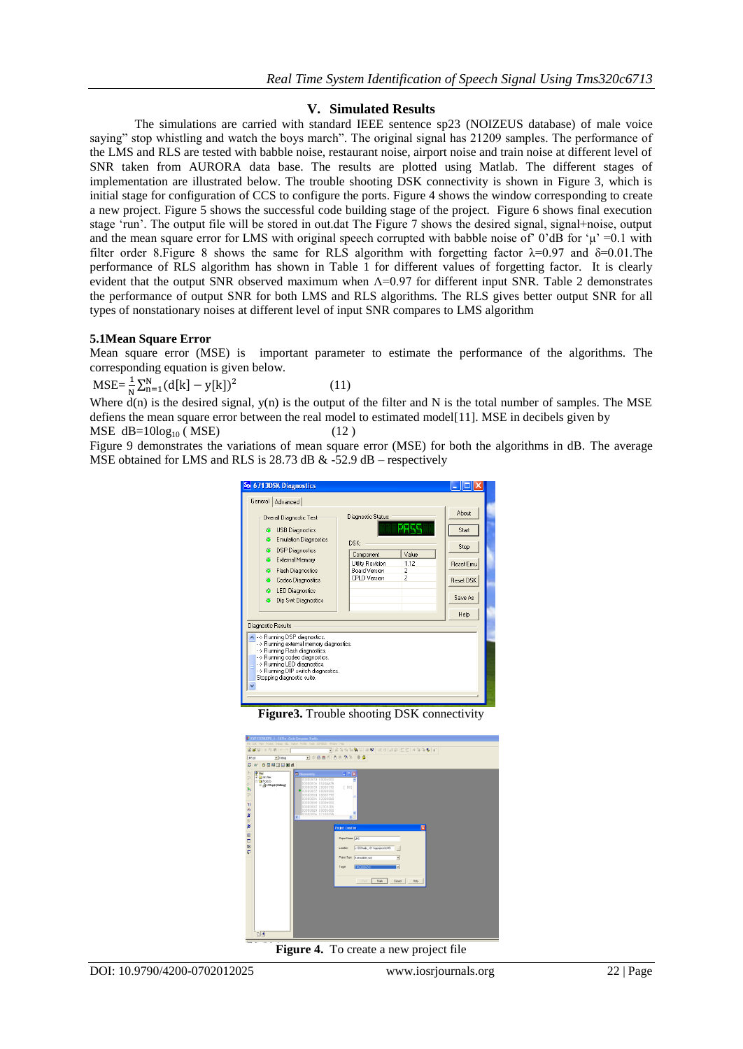## V. Simulated Results

The simulations are carried with standard IEEE sentence sp23 (NOIZEUS database) of male voice saying" stop whistling and watch the boys march". The original signal has 21209 samples. The performance of the LMS and RLS are tested with babble noise, restaurant noise, airport noise and train noise at different level of SNR taken from AURORA data base. The results are plotted using Matlab. The different stages of implementation are illustrated below. The trouble shooting DSK connectivity is shown in Figure 3, which is initial stage for configuration of CCS to configure the ports. Figure 4 shows the window corresponding to create a new project. Figure 5 shows the successful code building stage of the project. Figure 6 shows final execution stage 'run'. The output file will be stored in out.dat The Figure 7 shows the desired signal, signal+noise, output and the mean square error for LMS with original speech corrupted with babble noise of' 0'dB for 'µ' =0.1 with filter order 8.Figure 8 shows the same for RLS algorithm with forgetting factor λ=0.97 and δ=0.01.The performance of RLS algorithm has shown in Table 1 for different values of forgetting factor. It is clearly evident that the output SNR observed maximum when Λ=0.97 for different input SNR. Table 2 demonstrates the performance of output SNR for both LMS and RLS algorithms. The RLS gives better output SNR for all types of nonstationary noises at different level of input SNR compares to LMS algorithm

### 5.1Mean Square Error

Mean square error (MSE) is important parameter to estimate the performance of the algorithms. The corresponding equation is given below.

$$\text{MSE}=\frac{1}{N}\sum_{n=1}^{N}(d[k]-y[k])^2 \qquad (11)$$

Where d(n) is the desired signal, y(n) is the output of the filter and N is the total number of samples. The MSE defiens the mean square error between the real model to estimated model[11]. MSE in decibels given by

$$\text{MSE dB}=10\log_{10}(\text{MSE}) \qquad (12)$$

Figure 9 demonstrates the variations of mean square error (MSE) for both the algorithms in dB. The average MSE obtained for LMS and RLS is 28.73 dB & -52.9 dB – respectively

**Figure3.** Trouble shooting DSK connectivity

**Figure 4.** To create a new project file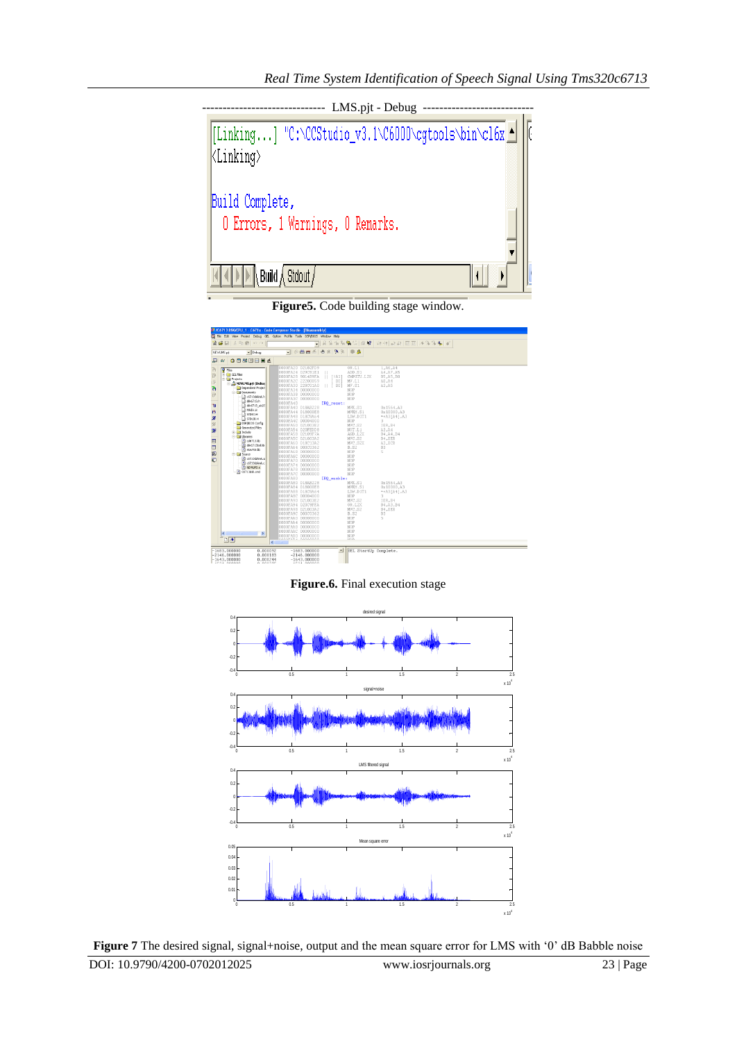**Figure5.** Code building stage window.

**Figure.6.** Final execution stage

**Figure 7** The desired signal, signal+noise, output and the mean square error for LMS with '0' dB Babble noise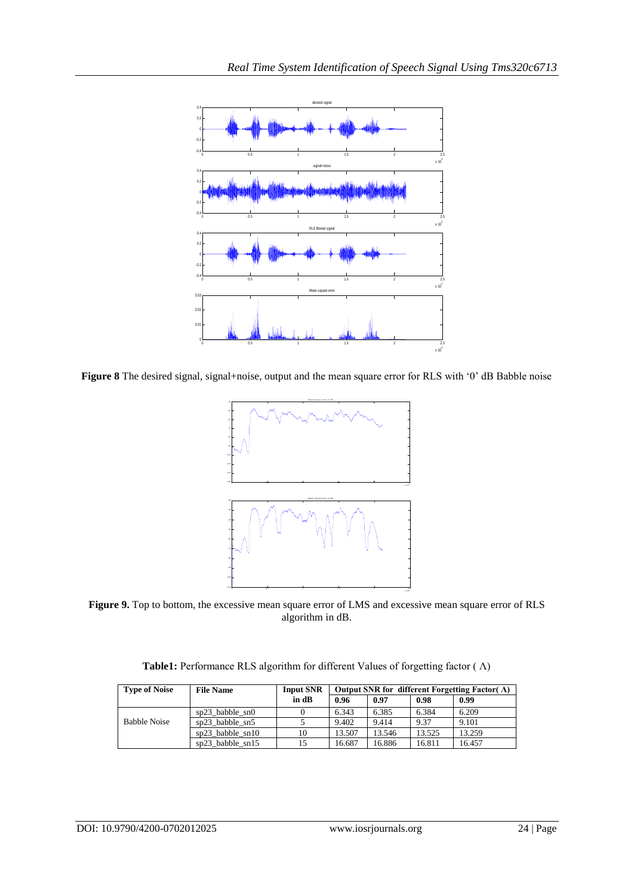**Figure 8** The desired signal, signal+noise, output and the mean square error for RLS with '0' dB Babble noise

**Figure 9.** Top to bottom, the excessive mean square error of LMS and excessive mean square error of RLS algorithm in dB.

**Table1:** Performance RLS algorithm for different Values of forgetting factor ( Λ)

| Type of Noise | File Name | Input SNR in dB | Output SNR for different Forgetting Factor( Λ) | | | |
|---|---|---|---|---|---|---|
| | | | 0.96 | 0.97 | 0.98 | 0.99 |
| Babble Noise | sp23_babble_sn0 | 0 | 6.343 | 6.385 | 6.384 | 6.209 |
| | sp23_babble_sn5 | 5 | 9.402 | 9.414 | 9.37 | 9.101 |
| | sp23_babble_sn10 | 10 | 13.507 | 13.546 | 13.525 | 13.259 |
| | sp23_babble_sn15 | 15 | 16.687 | 16.886 | 16.811 | 16.457 |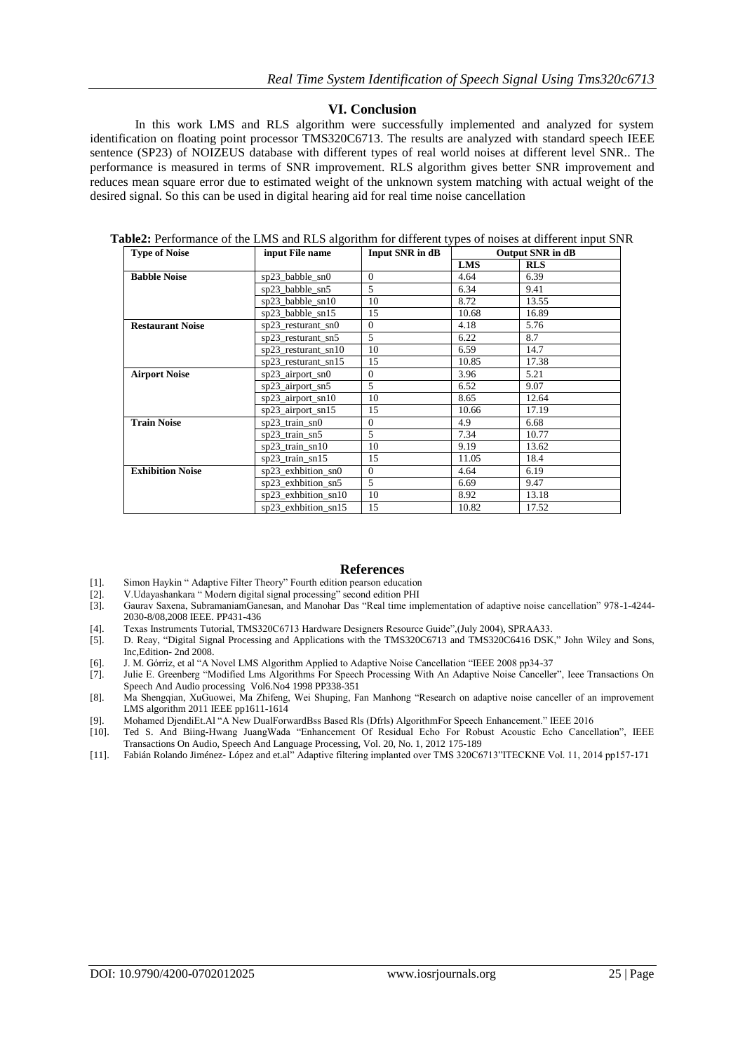## VI. Conclusion

In this work LMS and RLS algorithm were successfully implemented and analyzed for system identification on floating point processor TMS320C6713. The results are analyzed with standard speech IEEE sentence (SP23) of NOIZEUS database with different types of real world noises at different level SNR.. The performance is measured in terms of SNR improvement. RLS algorithm gives better SNR improvement and reduces mean square error due to estimated weight of the unknown system matching with actual weight of the desired signal. So this can be used in digital hearing aid for real time noise cancellation

**Table2:** Performance of the LMS and RLS algorithm for different types of noises at different input SNR

| Type of Noise | input File name | Input SNR in dB | Output SNR in dB | |
|---|---|---|---|---|
| | | | LMS | RLS |
| **Babble Noise** | sp23_babble_sn0 | 0 | 4.64 | 6.39 |
| | sp23_babble_sn5 | 5 | 6.34 | 9.41 |
| | sp23_babble_sn10 | 10 | 8.72 | 13.55 |
| | sp23_babble_sn15 | 15 | 10.68 | 16.89 |
| **Restaurant Noise** | sp23_resturant_sn0 | 0 | 4.18 | 5.76 |
| | sp23_resturant_sn5 | 5 | 6.22 | 8.7 |
| | sp23_resturant_sn10 | 10 | 6.59 | 14.7 |
| | sp23_resturant_sn15 | 15 | 10.85 | 17.38 |
| **Airport Noise** | sp23_airport_sn0 | 0 | 3.96 | 5.21 |
| | sp23_airport_sn5 | 5 | 6.52 | 9.07 |
| | sp23_airport_sn10 | 10 | 8.65 | 12.64 |
| | sp23_airport_sn15 | 15 | 10.66 | 17.19 |
| **Train Noise** | sp23_train_sn0 | 0 | 4.9 | 6.68 |
| | sp23_train_sn5 | 5 | 7.34 | 10.77 |
| | sp23_train_sn10 | 10 | 9.19 | 13.62 |
| | sp23_train_sn15 | 15 | 11.05 | 18.4 |
| **Exhibition Noise** | sp23_exhbition_sn0 | 0 | 4.64 | 6.19 |
| | sp23_exhbition_sn5 | 5 | 6.69 | 9.47 |
| | sp23_exhbition_sn10 | 10 | 8.92 | 13.18 |
| | sp23_exhbition_sn15 | 15 | 10.82 | 17.52 |

## References

[1]. Simon Haykin " Adaptive Filter Theory" Fourth edition pearson education

[2]. V.Udayashankara " Modern digital signal processing" second edition PHI

[3]. Gaurav Saxena, SubramaniamGanesan, and Manohar Das "Real time implementation of adaptive noise cancellation" 978-1-4244-2030-8/08,2008 IEEE. PP431-436

[4]. Texas Instruments Tutorial, TMS320C6713 Hardware Designers Resource Guide",(July 2004), SPRAA33.

[5]. D. Reay, "Digital Signal Processing and Applications with the TMS320C6713 and TMS320C6416 DSK," John Wiley and Sons, Inc,Edition- 2nd 2008.

[6]. J. M. Górriz, et al "A Novel LMS Algorithm Applied to Adaptive Noise Cancellation "IEEE 2008 pp34-37

[7]. Julie E. Greenberg "Modified Lms Algorithms For Speech Processing With An Adaptive Noise Canceller", Ieee Transactions On Speech And Audio processing Vol6.No4 1998 PP338-351

[8]. Ma Shengqian, XuGuowei, Ma Zhifeng, Wei Shuping, Fan Manhong "Research on adaptive noise canceller of an improvement LMS algorithm 2011 IEEE pp1611-1614

[9]. Mohamed DjendiEt.Al "A New DualForwardBss Based Rls (Dfrls) AlgorithmFor Speech Enhancement." IEEE 2016

[10]. Ted S. And Biing-Hwang JuangWada "Enhancement Of Residual Echo For Robust Acoustic Echo Cancellation", IEEE Transactions On Audio, Speech And Language Processing, Vol. 20, No. 1, 2012 175-189

[11]. Fabián Rolando Jiménez- López and et.al" Adaptive filtering implanted over TMS 320C6713"ITECKNE Vol. 11, 2014 pp157-171